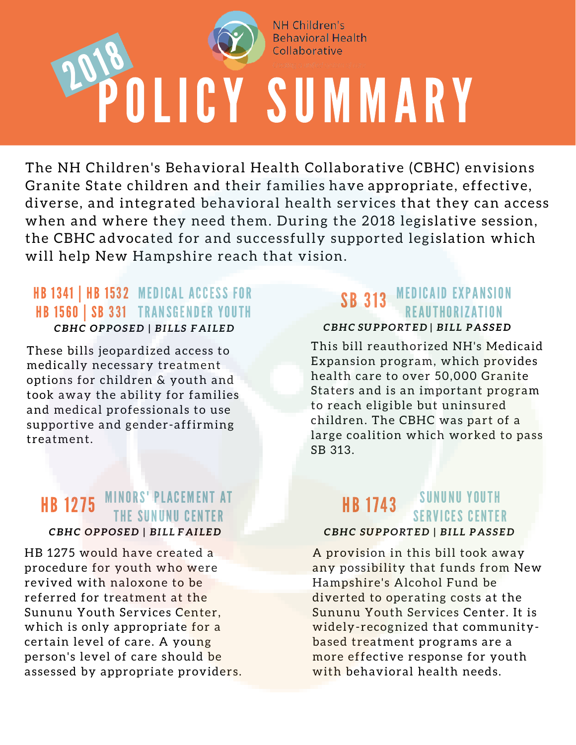NH Children's Behavioral Health Collaborative

# 2018 POLICY SUMMARY

The NH Children's Behavioral Health Collaborative (CBHC) envisions Granite State children and their families have appropriate, effective, diverse, and integrated behavioral health services that they can access when and where they need them. During the 2018 legislative session, the CBHC advocated for and successfully supported legislation which will help New Hampshire reach that vision.

## HB 1341 | HB 1532 | HB 1560 | SB 331 — MEDICAL ACCESS FOR TRANSGENDER YOUTH

***CBHC OPPOSED | BILLS FAILED***

These bills jeopardized access to medically necessary treatment options for children & youth and took away the ability for families and medical professionals to use supportive and gender-affirming treatment.

## SB 313 — MEDICAID EXPANSION REAUTHORIZATION

***CBHC SUPPORTED | BILL PASSED***

This bill reauthorized NH's Medicaid Expansion program, which provides health care to over 50,000 Granite Staters and is an important program to reach eligible but uninsured children. The CBHC was part of a large coalition which worked to pass SB 313.

## HB 1275 — MINORS' PLACEMENT AT THE SUNUNU CENTER

***CBHC OPPOSED | BILL FAILED***

HB 1275 would have created a procedure for youth who were revived with naloxone to be referred for treatment at the Sununu Youth Services Center, which is only appropriate for a certain level of care. A young person's level of care should be assessed by appropriate providers.

## HB 1743 — SUNUNU YOUTH SERVICES CENTER

***CBHC SUPPORTED | BILL PASSED***

A provision in this bill took away any possibility that funds from New Hampshire's Alcohol Fund be diverted to operating costs at the Sununu Youth Services Center. It is widely-recognized that community-based treatment programs are a more effective response for youth with behavioral health needs.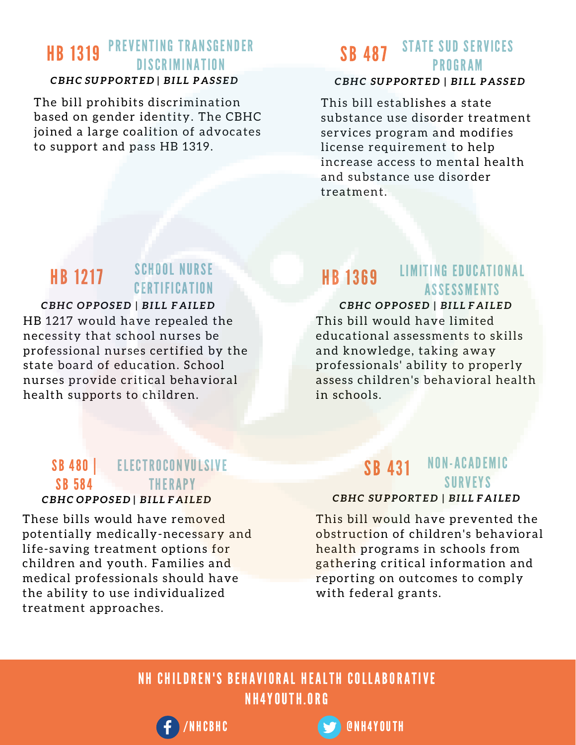## HB 1319 PREVENTING TRANSGENDER DISCRIMINATION

***CBHC SUPPORTED | BILL PASSED***

The bill prohibits discrimination based on gender identity. The CBHC joined a large coalition of advocates to support and pass HB 1319.

## SB 487 STATE SUD SERVICES PROGRAM

***CBHC SUPPORTED | BILL PASSED***

This bill establishes a state substance use disorder treatment services program and modifies license requirement to help increase access to mental health and substance use disorder treatment.

## HB 1217 SCHOOL NURSE CERTIFICATION

***CBHC OPPOSED | BILL FAILED***

HB 1217 would have repealed the necessity that school nurses be professional nurses certified by the state board of education. School nurses provide critical behavioral health supports to children.

## HB 1369 LIMITING EDUCATIONAL ASSESSMENTS

***CBHC OPPOSED | BILL FAILED***

This bill would have limited educational assessments to skills and knowledge, taking away professionals' ability to properly assess children's behavioral health in schools.

## SB 480 | SB 584 ELECTROCONVULSIVE THERAPY

***CBHC OPPOSED | BILL FAILED***

These bills would have removed potentially medically-necessary and life-saving treatment options for children and youth. Families and medical professionals should have the ability to use individualized treatment approaches.

## SB 431 NON-ACADEMIC SURVEYS

***CBHC SUPPORTED | BILL FAILED***

This bill would have prevented the obstruction of children's behavioral health programs in schools from gathering critical information and reporting on outcomes to comply with federal grants.

**NH CHILDREN'S BEHAVIORAL HEALTH COLLABORATIVE**

**NH4YOUTH.ORG**

/NHCBHC

@NH4YOUTH